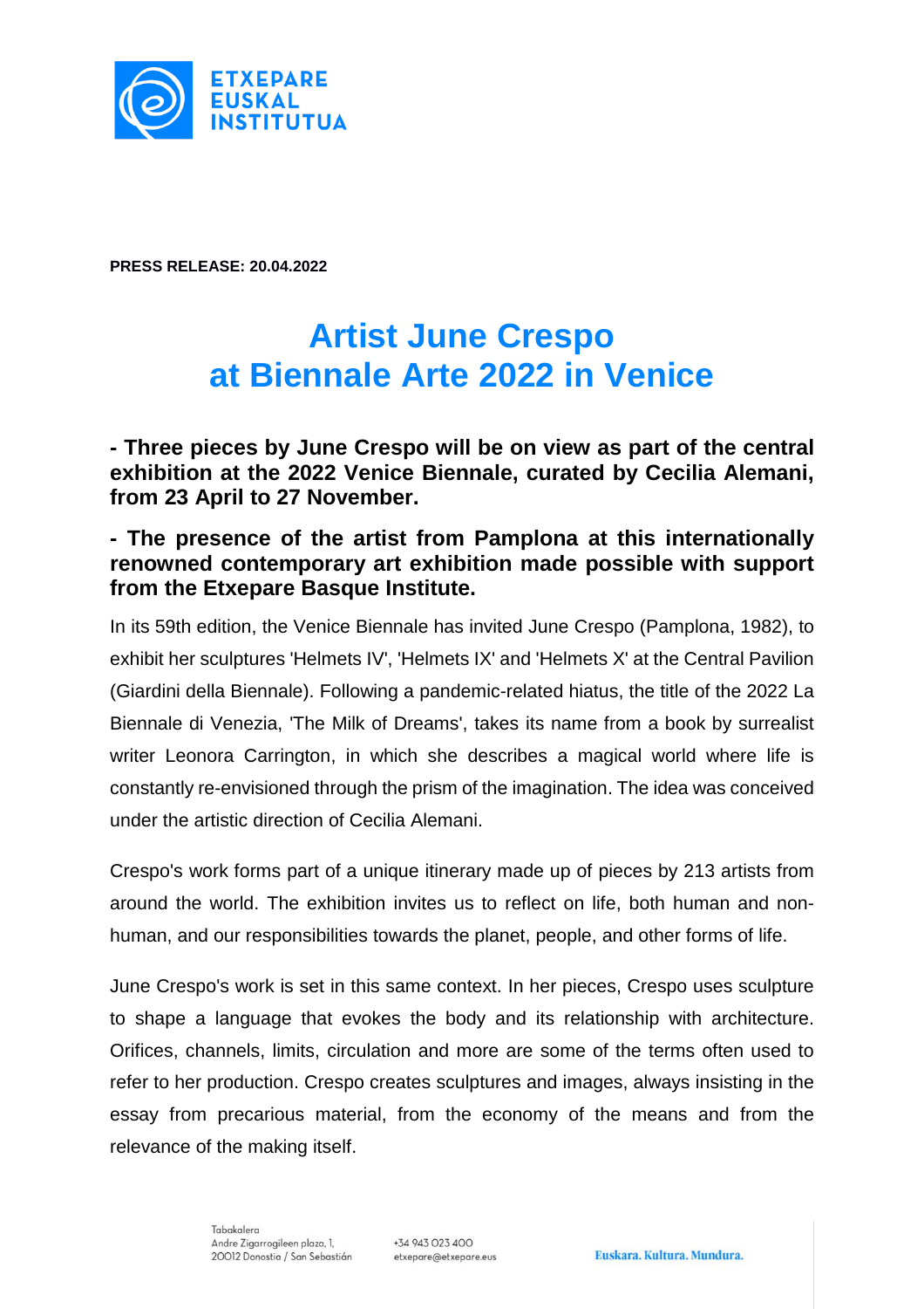**PRESS RELEASE: 20.04.2022**

# Artist June Crespo at Biennale Arte 2022 in Venice

**- Three pieces by June Crespo will be on view as part of the central exhibition at the 2022 Venice Biennale, curated by Cecilia Alemani, from 23 April to 27 November.**

**- The presence of the artist from Pamplona at this internationally renowned contemporary art exhibition made possible with support from the Etxepare Basque Institute.**

In its 59th edition, the Venice Biennale has invited June Crespo (Pamplona, 1982), to exhibit her sculptures 'Helmets IV', 'Helmets IX' and 'Helmets X' at the Central Pavilion (Giardini della Biennale). Following a pandemic-related hiatus, the title of the 2022 La Biennale di Venezia, 'The Milk of Dreams', takes its name from a book by surrealist writer Leonora Carrington, in which she describes a magical world where life is constantly re-envisioned through the prism of the imagination. The idea was conceived under the artistic direction of Cecilia Alemani.

Crespo's work forms part of a unique itinerary made up of pieces by 213 artists from around the world. The exhibition invites us to reflect on life, both human and non-human, and our responsibilities towards the planet, people, and other forms of life.

June Crespo's work is set in this same context. In her pieces, Crespo uses sculpture to shape a language that evokes the body and its relationship with architecture. Orifices, channels, limits, circulation and more are some of the terms often used to refer to her production. Crespo creates sculptures and images, always insisting in the essay from precarious material, from the economy of the means and from the relevance of the making itself.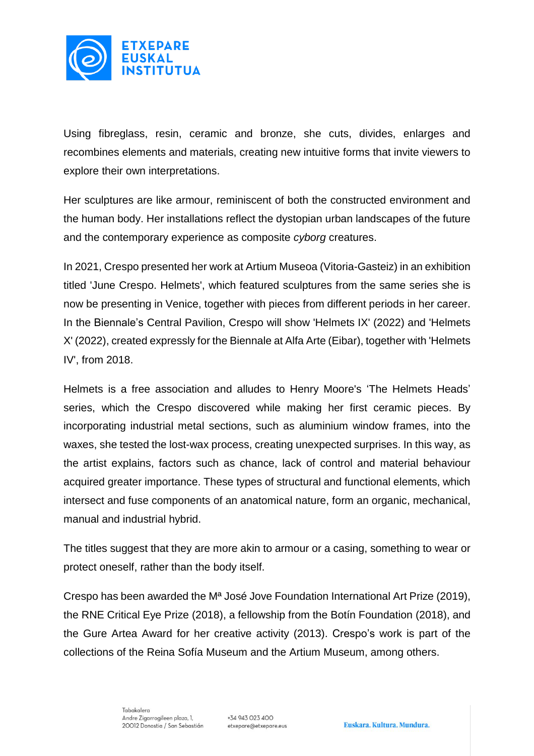Using fibreglass, resin, ceramic and bronze, she cuts, divides, enlarges and recombines elements and materials, creating new intuitive forms that invite viewers to explore their own interpretations.

Her sculptures are like armour, reminiscent of both the constructed environment and the human body. Her installations reflect the dystopian urban landscapes of the future and the contemporary experience as composite *cyborg* creatures.

In 2021, Crespo presented her work at Artium Museoa (Vitoria-Gasteiz) in an exhibition titled 'June Crespo. Helmets', which featured sculptures from the same series she is now be presenting in Venice, together with pieces from different periods in her career. In the Biennale's Central Pavilion, Crespo will show 'Helmets IX' (2022) and 'Helmets X' (2022), created expressly for the Biennale at Alfa Arte (Eibar), together with 'Helmets IV', from 2018.

Helmets is a free association and alludes to Henry Moore's 'The Helmets Heads' series, which the Crespo discovered while making her first ceramic pieces. By incorporating industrial metal sections, such as aluminium window frames, into the waxes, she tested the lost-wax process, creating unexpected surprises. In this way, as the artist explains, factors such as chance, lack of control and material behaviour acquired greater importance. These types of structural and functional elements, which intersect and fuse components of an anatomical nature, form an organic, mechanical, manual and industrial hybrid.

The titles suggest that they are more akin to armour or a casing, something to wear or protect oneself, rather than the body itself.

Crespo has been awarded the Mª José Jove Foundation International Art Prize (2019), the RNE Critical Eye Prize (2018), a fellowship from the Botín Foundation (2018), and the Gure Artea Award for her creative activity (2013). Crespo's work is part of the collections of the Reina Sofía Museum and the Artium Museum, among others.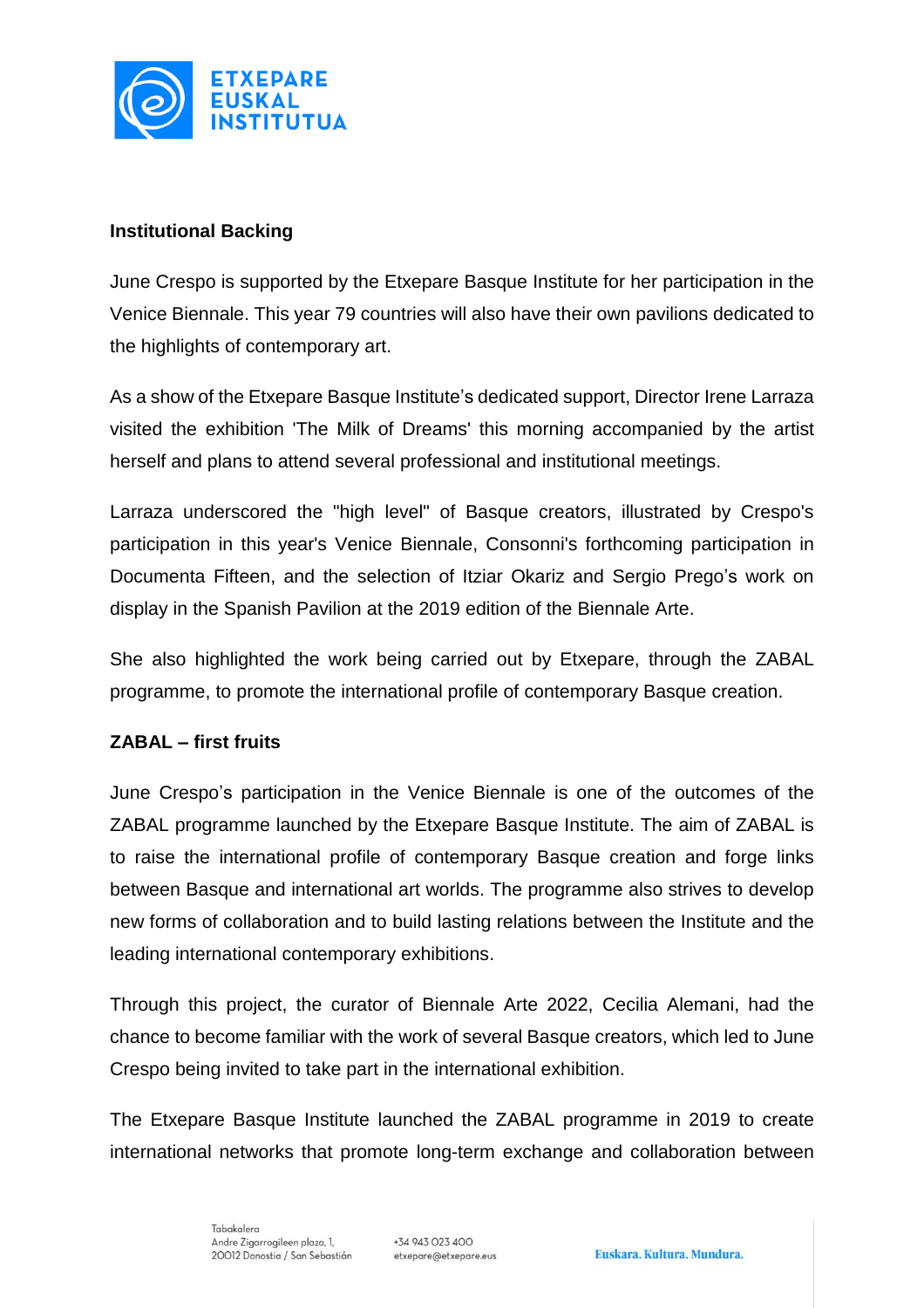**Institutional Backing**

June Crespo is supported by the Etxepare Basque Institute for her participation in the Venice Biennale. This year 79 countries will also have their own pavilions dedicated to the highlights of contemporary art.

As a show of the Etxepare Basque Institute's dedicated support, Director Irene Larraza visited the exhibition 'The Milk of Dreams' this morning accompanied by the artist herself and plans to attend several professional and institutional meetings.

Larraza underscored the "high level" of Basque creators, illustrated by Crespo's participation in this year's Venice Biennale, Consonni's forthcoming participation in Documenta Fifteen, and the selection of Itziar Okariz and Sergio Prego's work on display in the Spanish Pavilion at the 2019 edition of the Biennale Arte.

She also highlighted the work being carried out by Etxepare, through the ZABAL programme, to promote the international profile of contemporary Basque creation.

**ZABAL – first fruits**

June Crespo's participation in the Venice Biennale is one of the outcomes of the ZABAL programme launched by the Etxepare Basque Institute. The aim of ZABAL is to raise the international profile of contemporary Basque creation and forge links between Basque and international art worlds. The programme also strives to develop new forms of collaboration and to build lasting relations between the Institute and the leading international contemporary exhibitions.

Through this project, the curator of Biennale Arte 2022, Cecilia Alemani, had the chance to become familiar with the work of several Basque creators, which led to June Crespo being invited to take part in the international exhibition.

The Etxepare Basque Institute launched the ZABAL programme in 2019 to create international networks that promote long-term exchange and collaboration between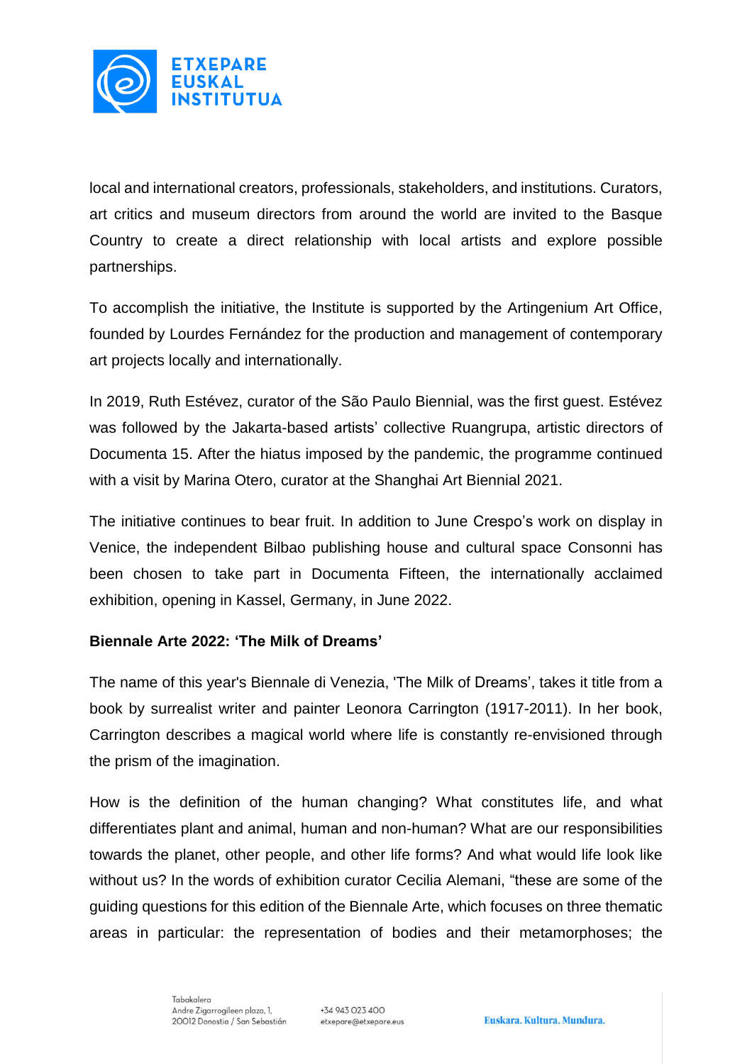local and international creators, professionals, stakeholders, and institutions. Curators, art critics and museum directors from around the world are invited to the Basque Country to create a direct relationship with local artists and explore possible partnerships.

To accomplish the initiative, the Institute is supported by the Artingenium Art Office, founded by Lourdes Fernández for the production and management of contemporary art projects locally and internationally.

In 2019, Ruth Estévez, curator of the São Paulo Biennial, was the first guest. Estévez was followed by the Jakarta-based artists' collective Ruangrupa, artistic directors of Documenta 15. After the hiatus imposed by the pandemic, the programme continued with a visit by Marina Otero, curator at the Shanghai Art Biennial 2021.

The initiative continues to bear fruit. In addition to June Crespo's work on display in Venice, the independent Bilbao publishing house and cultural space Consonni has been chosen to take part in Documenta Fifteen, the internationally acclaimed exhibition, opening in Kassel, Germany, in June 2022.

**Biennale Arte 2022: 'The Milk of Dreams'**

The name of this year's Biennale di Venezia, 'The Milk of Dreams', takes it title from a book by surrealist writer and painter Leonora Carrington (1917-2011). In her book, Carrington describes a magical world where life is constantly re-envisioned through the prism of the imagination.

How is the definition of the human changing? What constitutes life, and what differentiates plant and animal, human and non-human? What are our responsibilities towards the planet, other people, and other life forms? And what would life look like without us? In the words of exhibition curator Cecilia Alemani, "these are some of the guiding questions for this edition of the Biennale Arte, which focuses on three thematic areas in particular: the representation of bodies and their metamorphoses; the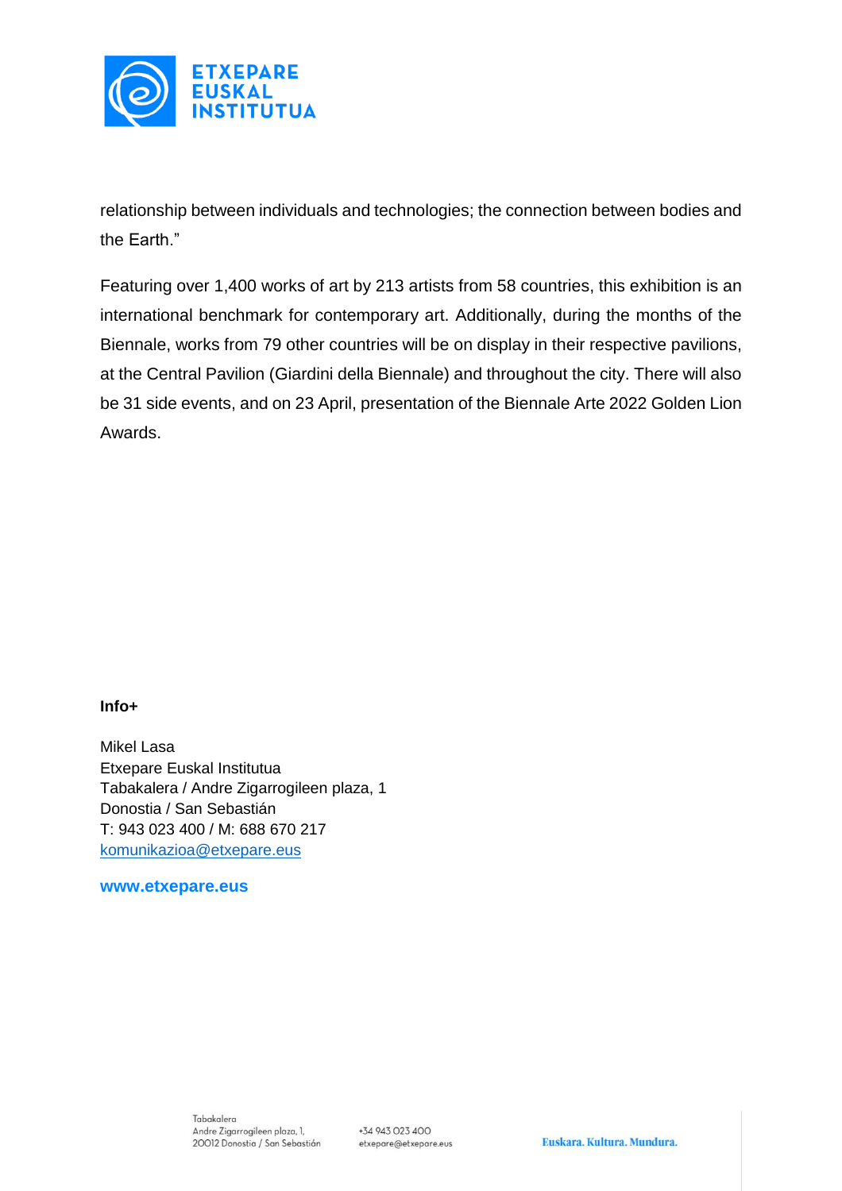relationship between individuals and technologies; the connection between bodies and the Earth."

Featuring over 1,400 works of art by 213 artists from 58 countries, this exhibition is an international benchmark for contemporary art. Additionally, during the months of the Biennale, works from 79 other countries will be on display in their respective pavilions, at the Central Pavilion (Giardini della Biennale) and throughout the city. There will also be 31 side events, and on 23 April, presentation of the Biennale Arte 2022 Golden Lion Awards.

**Info+**

Mikel Lasa
Etxepare Euskal Institutua
Tabakalera / Andre Zigarrogileen plaza, 1
Donostia / San Sebastián
T: 943 023 400 / M: 688 670 217
komunikazioa@etxepare.eus

**www.etxepare.eus**